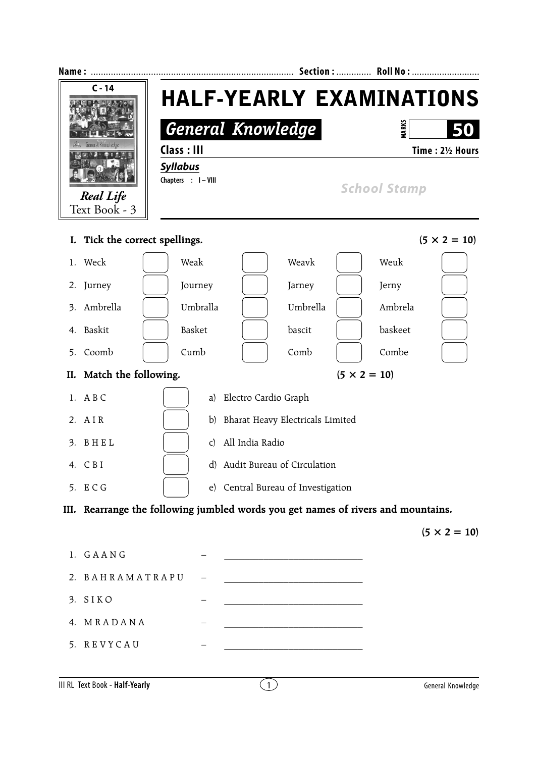Name : ................................................................................ Section : ............. Roll No : ..........................

C - 14

*Real Life*
Text Book - 3

# HALF-YEARLY EXAMINATIONS

## *General Knowledge*

MARKS 50

**Class : III** **Time : 2½ Hours**

***Syllabus***

Chapters : I – VIII

*School Stamp*

**I. Tick the correct spellings.** **(5 × 2 = 10)**

| | | | | | | | |
|---|---|---|---|---|---|---|---|
| 1. Weck | ☐ | Weak | ☐ | Weavk | ☐ | Weuk | ☐ |
| 2. Jurney | ☐ | Journey | ☐ | Jarney | ☐ | Jerny | ☐ |
| 3. Ambrella | ☐ | Umbralla | ☐ | Umbrella | ☐ | Ambrela | ☐ |
| 4. Baskit | ☐ | Basket | ☐ | bascit | ☐ | baskeet | ☐ |
| 5. Coomb | ☐ | Cumb | ☐ | Comb | ☐ | Combe | ☐ |

**II. Match the following.** **(5 × 2 = 10)**

| | | |
|---|---|---|
| 1. A B C | ☐ | a) Electro Cardio Graph |
| 2. A I R | ☐ | b) Bharat Heavy Electricals Limited |
| 3. B H E L | ☐ | c) All India Radio |
| 4. C B I | ☐ | d) Audit Bureau of Circulation |
| 5. E C G | ☐ | e) Central Bureau of Investigation |

**III. Rearrange the following jumbled words you get names of rivers and mountains.**

**(5 × 2 = 10)**

1. G A A N G – ______________________________
2. B A H R A M A T R A P U – ______________________________
3. S I K O – ______________________________
4. M R A D A N A – ______________________________
5. R E V Y C A U – ______________________________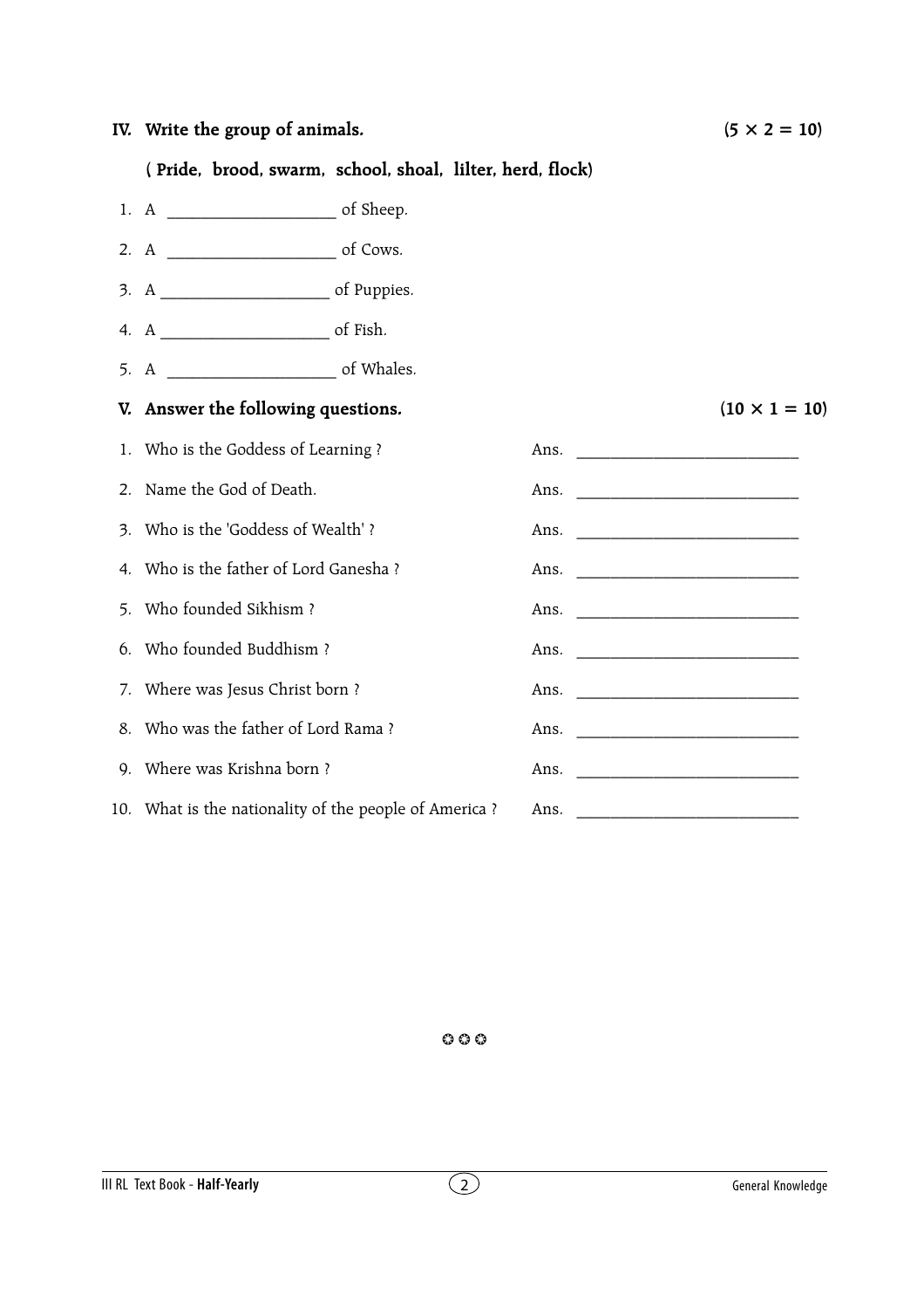**IV. Write the group of animals.** **(5 × 2 = 10)**

**( Pride, brood, swarm, school, shoal, lilter, herd, flock)**

1. A ____________________ of Sheep.
2. A ____________________ of Cows.
3. A ____________________ of Puppies.
4. A ____________________ of Fish.
5. A ____________________ of Whales.

**V. Answer the following questions.** **(10 × 1 = 10)**

1. Who is the Goddess of Learning ? Ans. ____________________________
2. Name the God of Death. Ans. ____________________________
3. Who is the 'Goddess of Wealth' ? Ans. ____________________________
4. Who is the father of Lord Ganesha ? Ans. ____________________________
5. Who founded Sikhism ? Ans. ____________________________
6. Who founded Buddhism ? Ans. ____________________________
7. Where was Jesus Christ born ? Ans. ____________________________
8. Who was the father of Lord Rama ? Ans. ____________________________
9. Where was Krishna born ? Ans. ____________________________
10. What is the nationality of the people of America ? Ans. ____________________________

❂ ❂ ❂